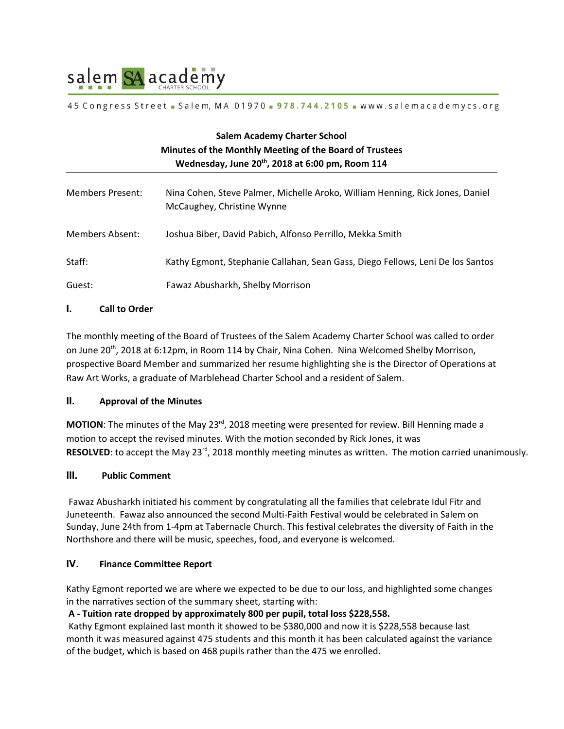salem SA academy CHARTER SCHOOL

45 Congress Street ▪ Salem, MA 01970 ▪ 978.744.2105 ▪ www.salemacademycs.org

**Salem Academy Charter School**
**Minutes of the Monthly Meeting of the Board of Trustees**
**Wednesday, June 20th, 2018 at 6:00 pm, Room 114**

| | |
|---|---|
| Members Present: | Nina Cohen, Steve Palmer, Michelle Aroko, William Henning, Rick Jones, Daniel McCaughey, Christine Wynne |
| Members Absent: | Joshua Biber, David Pabich, Alfonso Perrillo, Mekka Smith |
| Staff: | Kathy Egmont, Stephanie Callahan, Sean Gass, Diego Fellows, Leni De los Santos |
| Guest: | Fawaz Abusharkh, Shelby Morrison |

## I. Call to Order

The monthly meeting of the Board of Trustees of the Salem Academy Charter School was called to order on June 20th, 2018 at 6:12pm, in Room 114 by Chair, Nina Cohen. Nina Welcomed Shelby Morrison, prospective Board Member and summarized her resume highlighting she is the Director of Operations at Raw Art Works, a graduate of Marblehead Charter School and a resident of Salem.

## II. Approval of the Minutes

**MOTION**: The minutes of the May 23rd, 2018 meeting were presented for review. Bill Henning made a motion to accept the revised minutes. With the motion seconded by Rick Jones, it was
**RESOLVED**: to accept the May 23rd, 2018 monthly meeting minutes as written. The motion carried unanimously.

## III. Public Comment

Fawaz Abusharkh initiated his comment by congratulating all the families that celebrate Idul Fitr and Juneteenth. Fawaz also announced the second Multi-Faith Festival would be celebrated in Salem on Sunday, June 24th from 1-4pm at Tabernacle Church. This festival celebrates the diversity of Faith in the Northshore and there will be music, speeches, food, and everyone is welcomed.

## IV. Finance Committee Report

Kathy Egmont reported we are where we expected to be due to our loss, and highlighted some changes in the narratives section of the summary sheet, starting with:

**A - Tuition rate dropped by approximately 800 per pupil, total loss $228,558.**

Kathy Egmont explained last month it showed to be $380,000 and now it is $228,558 because last month it was measured against 475 students and this month it has been calculated against the variance of the budget, which is based on 468 pupils rather than the 475 we enrolled.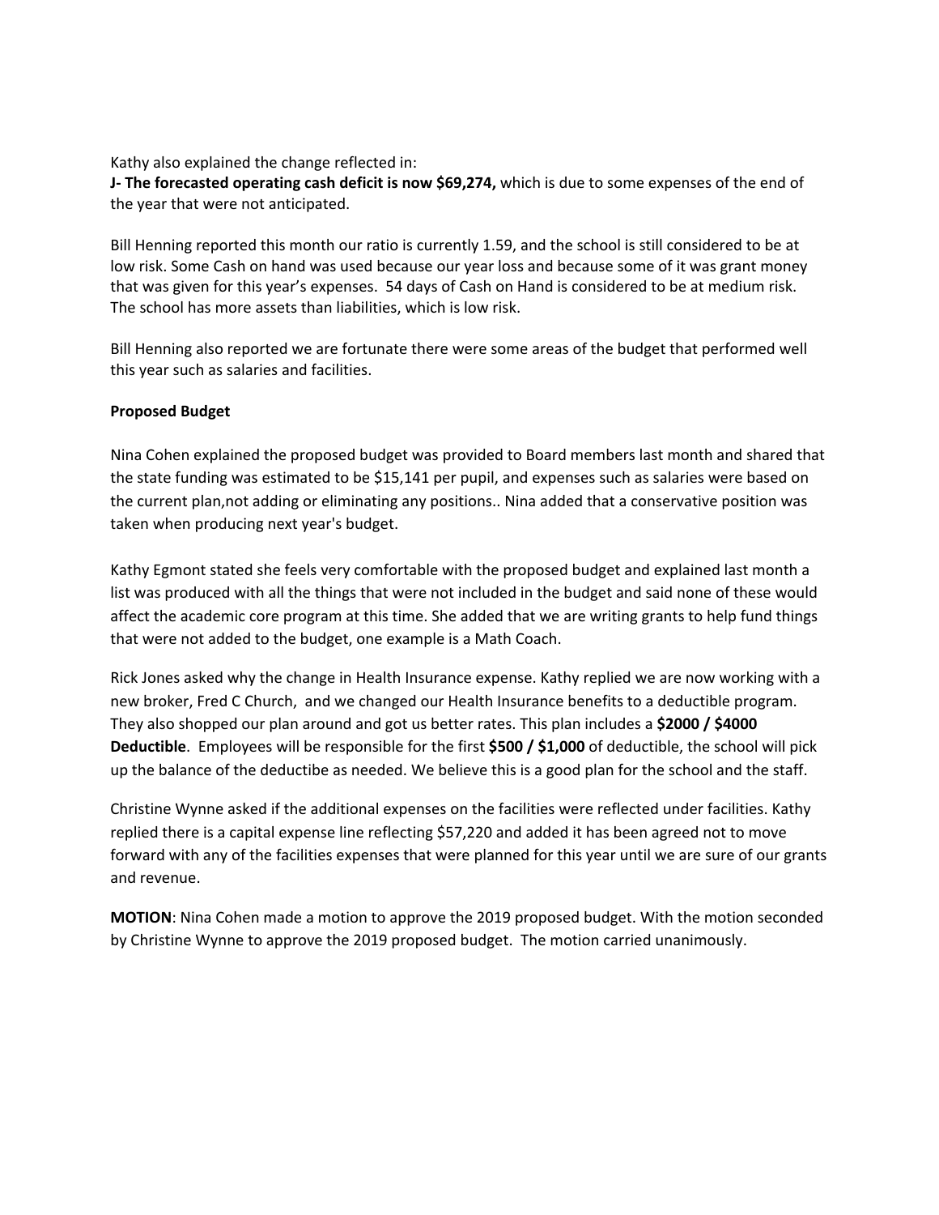Kathy also explained the change reflected in:
**J- The forecasted operating cash deficit is now $69,274,** which is due to some expenses of the end of the year that were not anticipated.

Bill Henning reported this month our ratio is currently 1.59, and the school is still considered to be at low risk. Some Cash on hand was used because our year loss and because some of it was grant money that was given for this year's expenses. 54 days of Cash on Hand is considered to be at medium risk. The school has more assets than liabilities, which is low risk.

Bill Henning also reported we are fortunate there were some areas of the budget that performed well this year such as salaries and facilities.

**Proposed Budget**

Nina Cohen explained the proposed budget was provided to Board members last month and shared that the state funding was estimated to be $15,141 per pupil, and expenses such as salaries were based on the current plan,not adding or eliminating any positions.. Nina added that a conservative position was taken when producing next year's budget.

Kathy Egmont stated she feels very comfortable with the proposed budget and explained last month a list was produced with all the things that were not included in the budget and said none of these would affect the academic core program at this time. She added that we are writing grants to help fund things that were not added to the budget, one example is a Math Coach.

Rick Jones asked why the change in Health Insurance expense. Kathy replied we are now working with a new broker, Fred C Church, and we changed our Health Insurance benefits to a deductible program. They also shopped our plan around and got us better rates. This plan includes a **$2000 / $4000 Deductible**. Employees will be responsible for the first **$500 / $1,000** of deductible, the school will pick up the balance of the deductibe as needed. We believe this is a good plan for the school and the staff.

Christine Wynne asked if the additional expenses on the facilities were reflected under facilities. Kathy replied there is a capital expense line reflecting $57,220 and added it has been agreed not to move forward with any of the facilities expenses that were planned for this year until we are sure of our grants and revenue.

**MOTION**: Nina Cohen made a motion to approve the 2019 proposed budget. With the motion seconded by Christine Wynne to approve the 2019 proposed budget. The motion carried unanimously.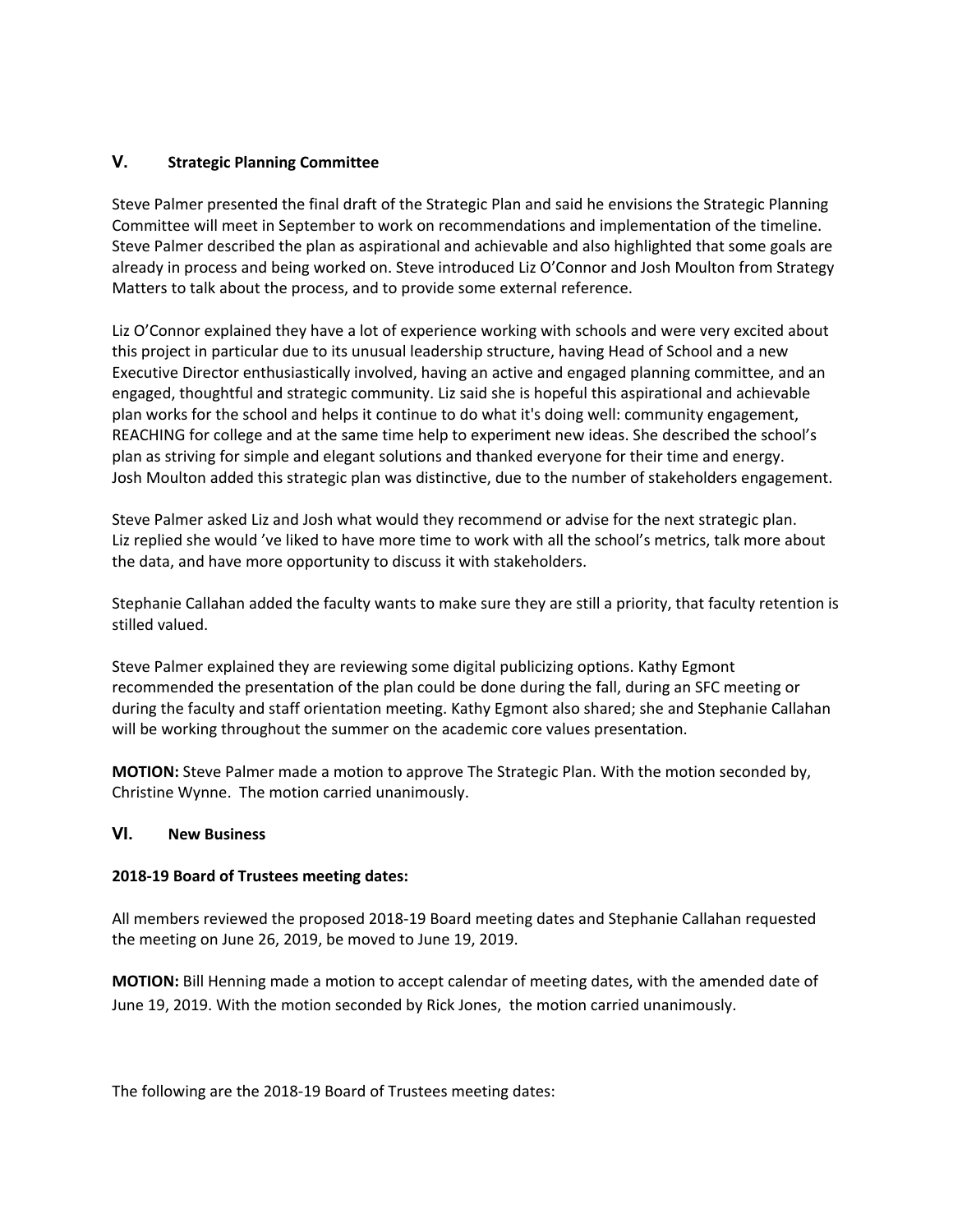## V. Strategic Planning Committee

Steve Palmer presented the final draft of the Strategic Plan and said he envisions the Strategic Planning Committee will meet in September to work on recommendations and implementation of the timeline. Steve Palmer described the plan as aspirational and achievable and also highlighted that some goals are already in process and being worked on. Steve introduced Liz O'Connor and Josh Moulton from Strategy Matters to talk about the process, and to provide some external reference.

Liz O'Connor explained they have a lot of experience working with schools and were very excited about this project in particular due to its unusual leadership structure, having Head of School and a new Executive Director enthusiastically involved, having an active and engaged planning committee, and an engaged, thoughtful and strategic community. Liz said she is hopeful this aspirational and achievable plan works for the school and helps it continue to do what it's doing well: community engagement, REACHING for college and at the same time help to experiment new ideas. She described the school's plan as striving for simple and elegant solutions and thanked everyone for their time and energy. Josh Moulton added this strategic plan was distinctive, due to the number of stakeholders engagement.

Steve Palmer asked Liz and Josh what would they recommend or advise for the next strategic plan. Liz replied she would 've liked to have more time to work with all the school's metrics, talk more about the data, and have more opportunity to discuss it with stakeholders.

Stephanie Callahan added the faculty wants to make sure they are still a priority, that faculty retention is stilled valued.

Steve Palmer explained they are reviewing some digital publicizing options. Kathy Egmont recommended the presentation of the plan could be done during the fall, during an SFC meeting or during the faculty and staff orientation meeting. Kathy Egmont also shared; she and Stephanie Callahan will be working throughout the summer on the academic core values presentation.

**MOTION:** Steve Palmer made a motion to approve The Strategic Plan. With the motion seconded by, Christine Wynne. The motion carried unanimously.

## VI. New Business

**2018-19 Board of Trustees meeting dates:**

All members reviewed the proposed 2018-19 Board meeting dates and Stephanie Callahan requested the meeting on June 26, 2019, be moved to June 19, 2019.

**MOTION:** Bill Henning made a motion to accept calendar of meeting dates, with the amended date of June 19, 2019. With the motion seconded by Rick Jones, the motion carried unanimously.

The following are the 2018-19 Board of Trustees meeting dates: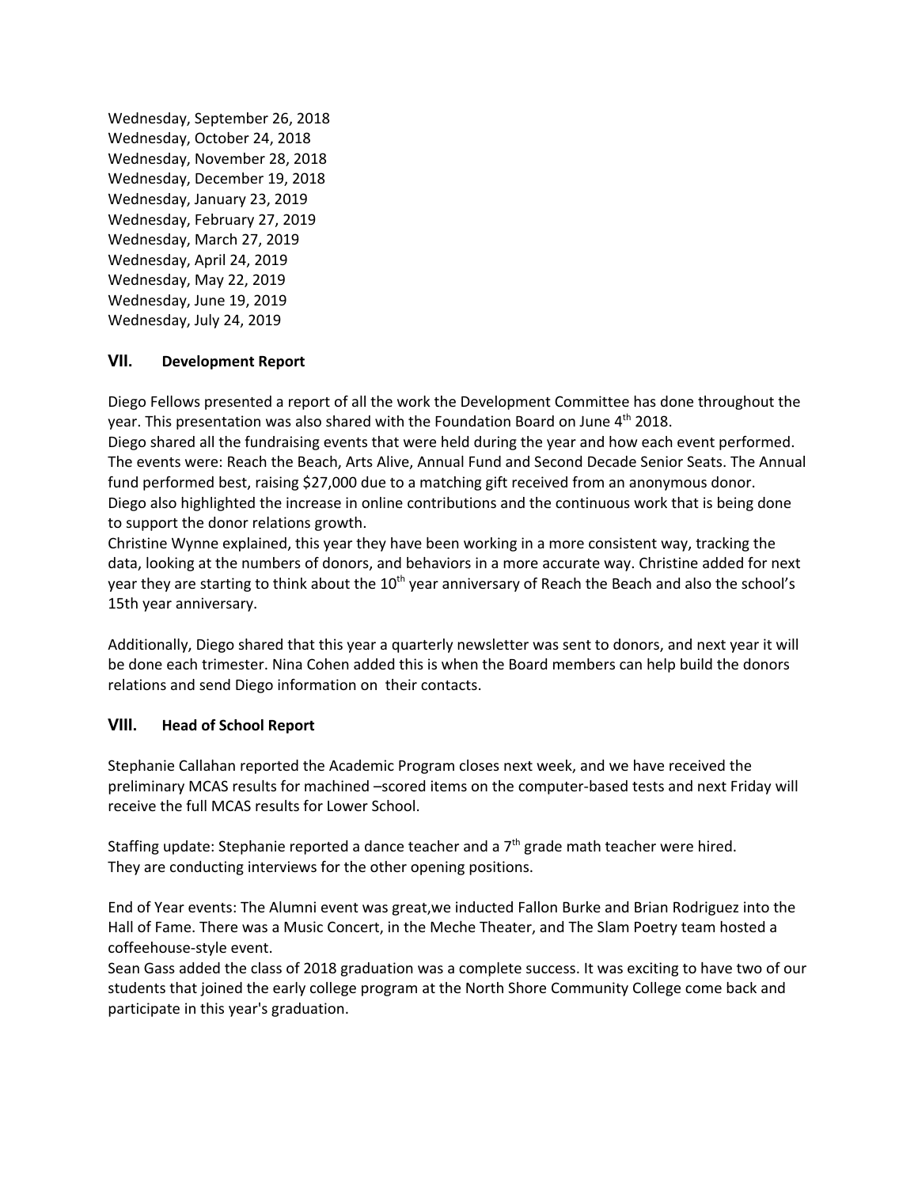Wednesday, September 26, 2018  
Wednesday, October 24, 2018  
Wednesday, November 28, 2018  
Wednesday, December 19, 2018  
Wednesday, January 23, 2019  
Wednesday, February 27, 2019  
Wednesday, March 27, 2019  
Wednesday, April 24, 2019  
Wednesday, May 22, 2019  
Wednesday, June 19, 2019  
Wednesday, July 24, 2019

## VII. Development Report

Diego Fellows presented a report of all the work the Development Committee has done throughout the year. This presentation was also shared with the Foundation Board on June 4th 2018.  
Diego shared all the fundraising events that were held during the year and how each event performed. The events were: Reach the Beach, Arts Alive, Annual Fund and Second Decade Senior Seats. The Annual fund performed best, raising $27,000 due to a matching gift received from an anonymous donor. Diego also highlighted the increase in online contributions and the continuous work that is being done to support the donor relations growth.  
Christine Wynne explained, this year they have been working in a more consistent way, tracking the data, looking at the numbers of donors, and behaviors in a more accurate way. Christine added for next year they are starting to think about the 10th year anniversary of Reach the Beach and also the school's 15th year anniversary.

Additionally, Diego shared that this year a quarterly newsletter was sent to donors, and next year it will be done each trimester. Nina Cohen added this is when the Board members can help build the donors relations and send Diego information on their contacts.

## VIII. Head of School Report

Stephanie Callahan reported the Academic Program closes next week, and we have received the preliminary MCAS results for machined –scored items on the computer-based tests and next Friday will receive the full MCAS results for Lower School.

Staffing update: Stephanie reported a dance teacher and a 7th grade math teacher were hired. They are conducting interviews for the other opening positions.

End of Year events: The Alumni event was great,we inducted Fallon Burke and Brian Rodriguez into the Hall of Fame. There was a Music Concert, in the Meche Theater, and The Slam Poetry team hosted a coffeehouse-style event.  
Sean Gass added the class of 2018 graduation was a complete success. It was exciting to have two of our students that joined the early college program at the North Shore Community College come back and participate in this year's graduation.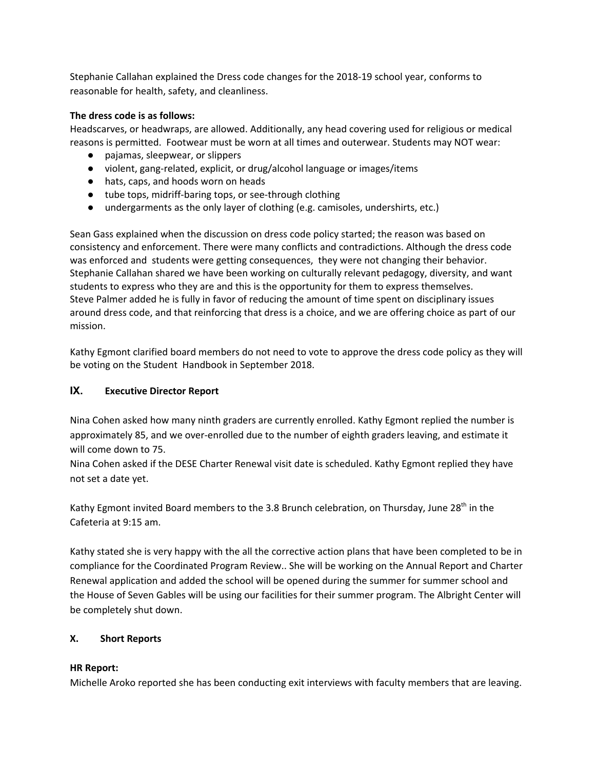Stephanie Callahan explained the Dress code changes for the 2018-19 school year, conforms to reasonable for health, safety, and cleanliness.

**The dress code is as follows:**
Headscarves, or headwraps, are allowed. Additionally, any head covering used for religious or medical reasons is permitted. Footwear must be worn at all times and outerwear. Students may NOT wear:

- pajamas, sleepwear, or slippers
- violent, gang-related, explicit, or drug/alcohol language or images/items
- hats, caps, and hoods worn on heads
- tube tops, midriff-baring tops, or see-through clothing
- undergarments as the only layer of clothing (e.g. camisoles, undershirts, etc.)

Sean Gass explained when the discussion on dress code policy started; the reason was based on consistency and enforcement. There were many conflicts and contradictions. Although the dress code was enforced and students were getting consequences, they were not changing their behavior. Stephanie Callahan shared we have been working on culturally relevant pedagogy, diversity, and want students to express who they are and this is the opportunity for them to express themselves. Steve Palmer added he is fully in favor of reducing the amount of time spent on disciplinary issues around dress code, and that reinforcing that dress is a choice, and we are offering choice as part of our mission.

Kathy Egmont clarified board members do not need to vote to approve the dress code policy as they will be voting on the Student Handbook in September 2018.

## IX. Executive Director Report

Nina Cohen asked how many ninth graders are currently enrolled. Kathy Egmont replied the number is approximately 85, and we over-enrolled due to the number of eighth graders leaving, and estimate it will come down to 75.
Nina Cohen asked if the DESE Charter Renewal visit date is scheduled. Kathy Egmont replied they have not set a date yet.

Kathy Egmont invited Board members to the 3.8 Brunch celebration, on Thursday, June 28th in the Cafeteria at 9:15 am.

Kathy stated she is very happy with the all the corrective action plans that have been completed to be in compliance for the Coordinated Program Review.. She will be working on the Annual Report and Charter Renewal application and added the school will be opened during the summer for summer school and the House of Seven Gables will be using our facilities for their summer program. The Albright Center will be completely shut down.

## X. Short Reports

**HR Report:**
Michelle Aroko reported she has been conducting exit interviews with faculty members that are leaving.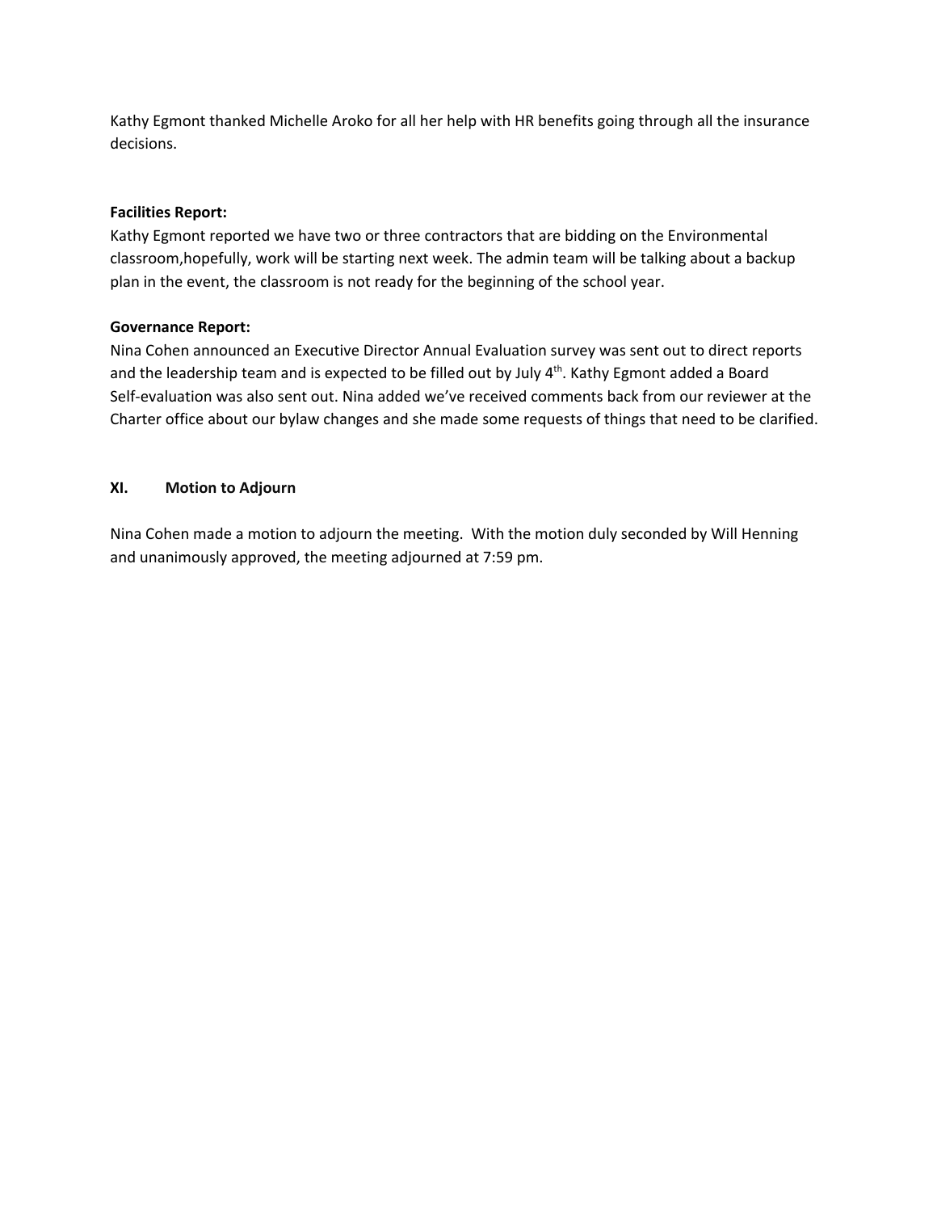Kathy Egmont thanked Michelle Aroko for all her help with HR benefits going through all the insurance decisions.

**Facilities Report:**
Kathy Egmont reported we have two or three contractors that are bidding on the Environmental classroom,hopefully, work will be starting next week. The admin team will be talking about a backup plan in the event, the classroom is not ready for the beginning of the school year.

**Governance Report:**
Nina Cohen announced an Executive Director Annual Evaluation survey was sent out to direct reports and the leadership team and is expected to be filled out by July 4th. Kathy Egmont added a Board Self-evaluation was also sent out. Nina added we've received comments back from our reviewer at the Charter office about our bylaw changes and she made some requests of things that need to be clarified.

### XI. Motion to Adjourn

Nina Cohen made a motion to adjourn the meeting. With the motion duly seconded by Will Henning and unanimously approved, the meeting adjourned at 7:59 pm.